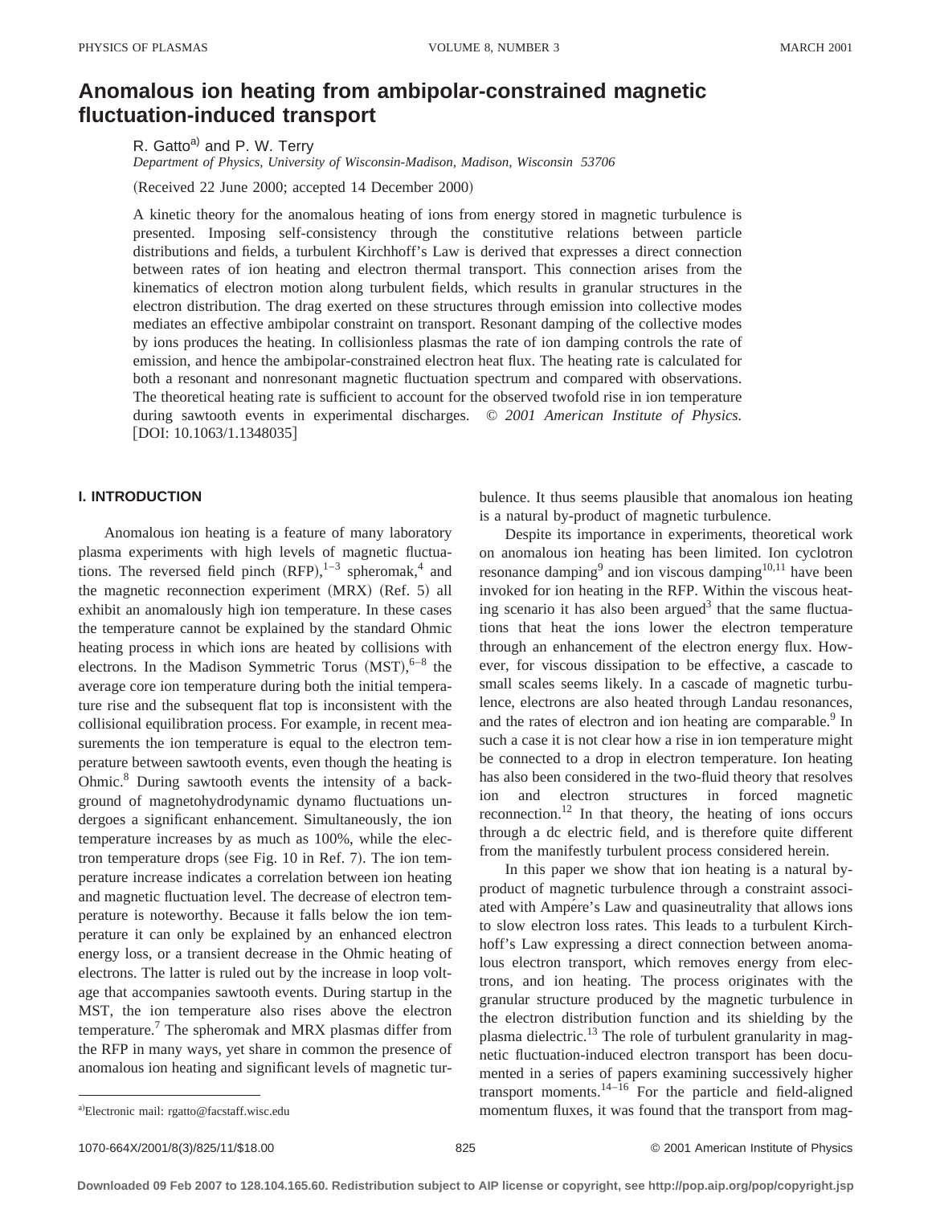# Anomalous ion heating from ambipolar-constrained magnetic fluctuation-induced transport

R. Gatto[a] and P. W. Terry

*Department of Physics, University of Wisconsin-Madison, Madison, Wisconsin 53706*

(Received 22 June 2000; accepted 14 December 2000)

A kinetic theory for the anomalous heating of ions from energy stored in magnetic turbulence is presented. Imposing self-consistency through the constitutive relations between particle distributions and fields, a turbulent Kirchhoff's Law is derived that expresses a direct connection between rates of ion heating and electron thermal transport. This connection arises from the kinematics of electron motion along turbulent fields, which results in granular structures in the electron distribution. The drag exerted on these structures through emission into collective modes mediates an effective ambipolar constraint on transport. Resonant damping of the collective modes by ions produces the heating. In collisionless plasmas the rate of ion damping controls the rate of emission, and hence the ambipolar-constrained electron heat flux. The heating rate is calculated for both a resonant and nonresonant magnetic fluctuation spectrum and compared with observations. The theoretical heating rate is sufficient to account for the observed twofold rise in ion temperature during sawtooth events in experimental discharges. © *2001 American Institute of Physics.* [DOI: 10.1063/1.1348035]

## I. INTRODUCTION

Anomalous ion heating is a feature of many laboratory plasma experiments with high levels of magnetic fluctuations. The reversed field pinch (RFP),[1–3] spheromak,[4] and the magnetic reconnection experiment (MRX) (Ref. 5) all exhibit an anomalously high ion temperature. In these cases the temperature cannot be explained by the standard Ohmic heating process in which ions are heated by collisions with electrons. In the Madison Symmetric Torus (MST),[6–8] the average core ion temperature during both the initial temperature rise and the subsequent flat top is inconsistent with the collisional equilibration process. For example, in recent measurements the ion temperature is equal to the electron temperature between sawtooth events, even though the heating is Ohmic.[8] During sawtooth events the intensity of a background of magnetohydrodynamic dynamo fluctuations undergoes a significant enhancement. Simultaneously, the ion temperature increases by as much as 100%, while the electron temperature drops (see Fig. 10 in Ref. 7). The ion temperature increase indicates a correlation between ion heating and magnetic fluctuation level. The decrease of electron temperature is noteworthy. Because it falls below the ion temperature it can only be explained by an enhanced electron energy loss, or a transient decrease in the Ohmic heating of electrons. The latter is ruled out by the increase in loop voltage that accompanies sawtooth events. During startup in the MST, the ion temperature also rises above the electron temperature.[7] The spheromak and MRX plasmas differ from the RFP in many ways, yet share in common the presence of anomalous ion heating and significant levels of magnetic turbulence. It thus seems plausible that anomalous ion heating is a natural by-product of magnetic turbulence.

Despite its importance in experiments, theoretical work on anomalous ion heating has been limited. Ion cyclotron resonance damping[9] and ion viscous damping[10,11] have been invoked for ion heating in the RFP. Within the viscous heating scenario it has also been argued[3] that the same fluctuations that heat the ions lower the electron temperature through an enhancement of the electron energy flux. However, for viscous dissipation to be effective, a cascade to small scales seems likely. In a cascade of magnetic turbulence, electrons are also heated through Landau resonances, and the rates of electron and ion heating are comparable.[9] In such a case it is not clear how a rise in ion temperature might be connected to a drop in electron temperature. Ion heating has also been considered in the two-fluid theory that resolves ion and electron structures in forced magnetic reconnection.[12] In that theory, the heating of ions occurs through a dc electric field, and is therefore quite different from the manifestly turbulent process considered herein.

In this paper we show that ion heating is a natural by-product of magnetic turbulence through a constraint associated with Ampère's Law and quasineutrality that allows ions to slow electron loss rates. This leads to a turbulent Kirchhoff's Law expressing a direct connection between anomalous electron transport, which removes energy from electrons, and ion heating. The process originates with the granular structure produced by the magnetic turbulence in the electron distribution function and its shielding by the plasma dielectric.[13] The role of turbulent granularity in magnetic fluctuation-induced electron transport has been documented in a series of papers examining successively higher transport moments.[14–16] For the particle and field-aligned momentum fluxes, it was found that the transport from mag-

[a]Electronic mail: rgatto@facstaff.wisc.edu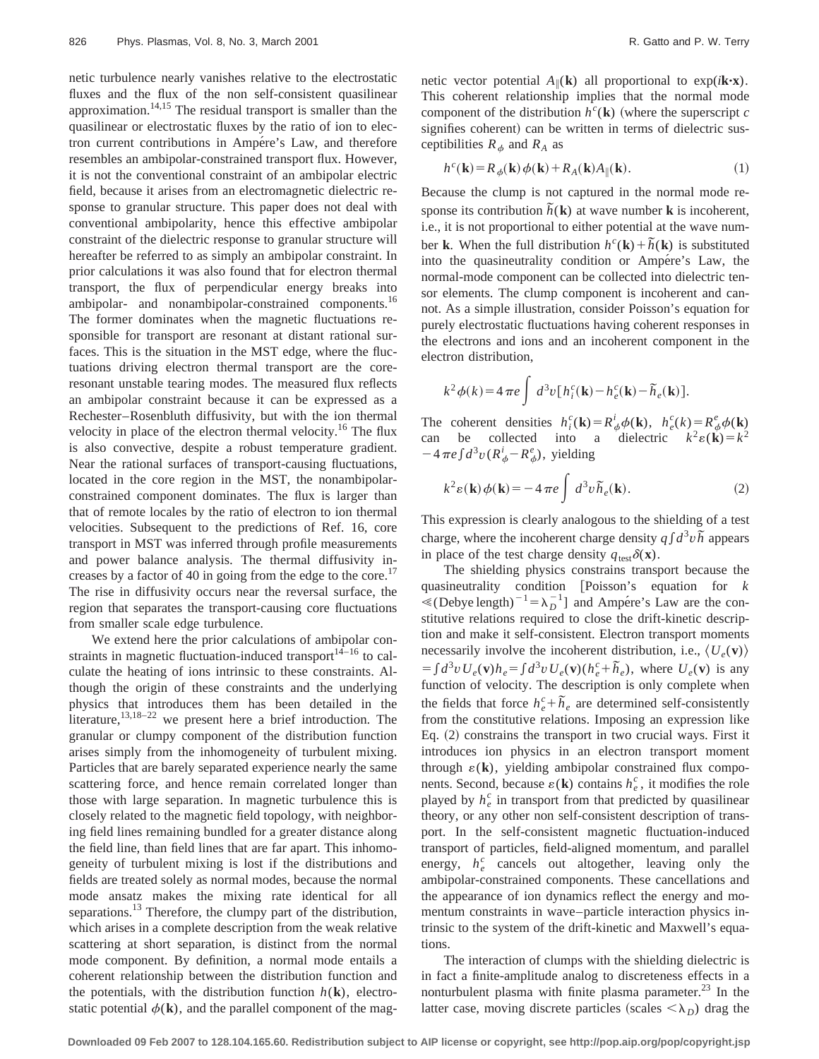netic turbulence nearly vanishes relative to the electrostatic fluxes and the flux of the non self-consistent quasilinear approximation.[14,15] The residual transport is smaller than the quasilinear or electrostatic fluxes by the ratio of ion to electron current contributions in Ampére's Law, and therefore resembles an ambipolar-constrained transport flux. However, it is not the conventional constraint of an ambipolar electric field, because it arises from an electromagnetic dielectric response to granular structure. This paper does not deal with conventional ambipolarity, hence this effective ambipolar constraint of the dielectric response to granular structure will hereafter be referred to as simply an ambipolar constraint. In prior calculations it was also found that for electron thermal transport, the flux of perpendicular energy breaks into ambipolar- and nonambipolar-constrained components.[16] The former dominates when the magnetic fluctuations responsible for transport are resonant at distant rational surfaces. This is the situation in the MST edge, where the fluctuations driving electron thermal transport are the core-resonant unstable tearing modes. The measured flux reflects an ambipolar constraint because it can be expressed as a Rechester–Rosenbluth diffusivity, but with the ion thermal velocity in place of the electron thermal velocity.[16] The flux is also convective, despite a robust temperature gradient. Near the rational surfaces of transport-causing fluctuations, located in the core region in the MST, the nonambipolar-constrained component dominates. The flux is larger than that of remote locales by the ratio of electron to ion thermal velocities. Subsequent to the predictions of Ref. 16, core transport in MST was inferred through profile measurements and power balance analysis. The thermal diffusivity increases by a factor of 40 in going from the edge to the core.[17] The rise in diffusivity occurs near the reversal surface, the region that separates the transport-causing core fluctuations from smaller scale edge turbulence.

We extend here the prior calculations of ambipolar constraints in magnetic fluctuation-induced transport[14–16] to calculate the heating of ions intrinsic to these constraints. Although the origin of these constraints and the underlying physics that introduces them has been detailed in the literature,[13,18–22] we present here a brief introduction. The granular or clumpy component of the distribution function arises simply from the inhomogeneity of turbulent mixing. Particles that are barely separated experience nearly the same scattering force, and hence remain correlated longer than those with large separation. In magnetic turbulence this is closely related to the magnetic field topology, with neighboring field lines remaining bundled for a greater distance along the field line, than field lines that are far apart. This inhomogeneity of turbulent mixing is lost if the distributions and fields are treated solely as normal modes, because the normal mode ansatz makes the mixing rate identical for all separations.[13] Therefore, the clumpy part of the distribution, which arises in a complete description from the weak relative scattering at short separation, is distinct from the normal mode component. By definition, a normal mode entails a coherent relationship between the distribution function and the potentials, with the distribution function $h(\mathbf{k})$, electrostatic potential $\phi(\mathbf{k})$, and the parallel component of the magnetic vector potential $A_\parallel(\mathbf{k})$ all proportional to $\exp(i\mathbf{k}\cdot\mathbf{x})$. This coherent relationship implies that the normal mode component of the distribution $h^c(\mathbf{k})$ (where the superscript $c$ signifies coherent) can be written in terms of dielectric susceptibilities $R_\phi$ and $R_A$ as

$$h^c(\mathbf{k}) = R_\phi(\mathbf{k})\phi(\mathbf{k}) + R_A(\mathbf{k})A_\parallel(\mathbf{k}). \tag{1}$$

Because the clump is not captured in the normal mode response its contribution $\tilde{h}(\mathbf{k})$ at wave number $\mathbf{k}$ is incoherent, i.e., it is not proportional to either potential at the wave number $\mathbf{k}$. When the full distribution $h^c(\mathbf{k}) + \tilde{h}(\mathbf{k})$ is substituted into the quasineutrality condition or Ampére's Law, the normal-mode component can be collected into dielectric tensor elements. The clump component is incoherent and cannot. As a simple illustration, consider Poisson's equation for purely electrostatic fluctuations having coherent responses in the electrons and ions and an incoherent component in the electron distribution,

$$k^2\phi(k) = 4\pi e \int d^3v [h_i^c(\mathbf{k}) - h_e^c(\mathbf{k}) - \tilde{h}_e(\mathbf{k})].$$

The coherent densities $h_i^c(\mathbf{k}) = R_\phi^i \phi(\mathbf{k})$, $h_e^c(k) = R_\phi^e \phi(\mathbf{k})$ can be collected into a dielectric $k^2\varepsilon(\mathbf{k}) = k^2 - 4\pi e \int d^3v (R_\phi^i - R_\phi^e)$, yielding

$$k^2\varepsilon(\mathbf{k})\phi(\mathbf{k}) = -4\pi e \int d^3v \tilde{h}_e(\mathbf{k}). \tag{2}$$

This expression is clearly analogous to the shielding of a test charge, where the incoherent charge density $q\int d^3v \tilde{h}$ appears in place of the test charge density $q_{\text{test}}\delta(\mathbf{x})$.

The shielding physics constrains transport because the quasineutrality condition [Poisson's equation for $k \ll (\text{Debye length})^{-1} = \lambda_D^{-1}$] and Ampére's Law are the constitutive relations required to close the drift-kinetic description and make it self-consistent. Electron transport moments necessarily involve the incoherent distribution, i.e., $\langle U_e(\mathbf{v})\rangle = \int d^3v\, U_e(\mathbf{v}) h_e = \int d^3v\, U_e(\mathbf{v})(h_e^c + \tilde{h}_e)$, where $U_e(\mathbf{v})$ is any function of velocity. The description is only complete when the fields that force $h_e^c + \tilde{h}_e$ are determined self-consistently from the constitutive relations. Imposing an expression like Eq. (2) constrains the transport in two crucial ways. First it introduces ion physics in an electron transport moment through $\varepsilon(\mathbf{k})$, yielding ambipolar constrained flux components. Second, because $\varepsilon(\mathbf{k})$ contains $h_e^c$, it modifies the role played by $h_e^c$ in transport from that predicted by quasilinear theory, or any other non self-consistent description of transport. In the self-consistent magnetic fluctuation-induced transport of particles, field-aligned momentum, and parallel energy, $h_e^c$ cancels out altogether, leaving only the ambipolar-constrained components. These cancellations and the appearance of ion dynamics reflect the energy and momentum constraints in wave–particle interaction physics intrinsic to the system of the drift-kinetic and Maxwell's equations.

The interaction of clumps with the shielding dielectric is in fact a finite-amplitude analog to discreteness effects in a nonturbulent plasma with finite plasma parameter.[23] In the latter case, moving discrete particles (scales $<\lambda_D$) drag the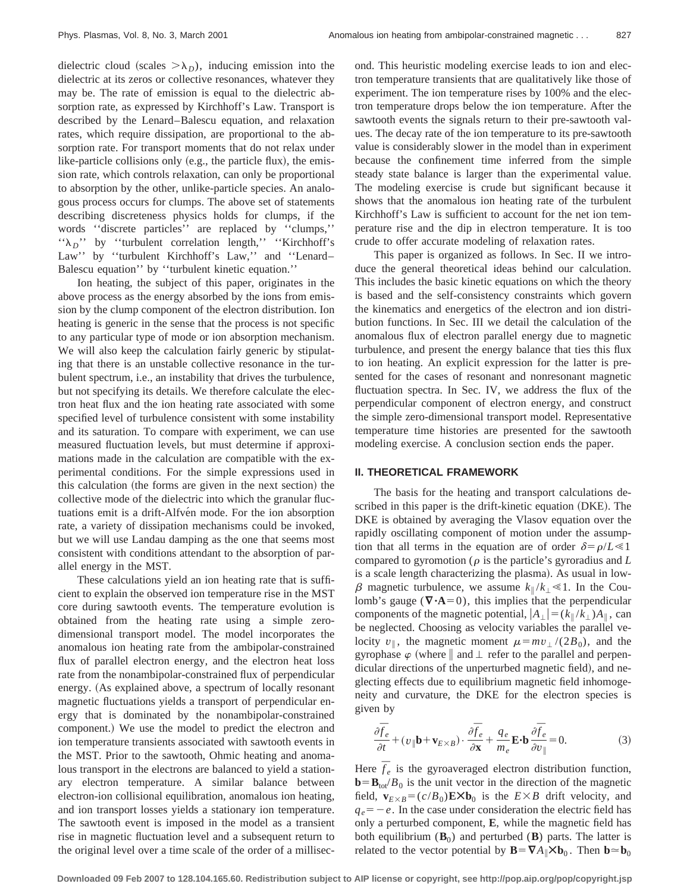dielectric cloud (scales $>\lambda_D$), inducing emission into the dielectric at its zeros or collective resonances, whatever they may be. The rate of emission is equal to the dielectric absorption rate, as expressed by Kirchhoff's Law. Transport is described by the Lenard–Balescu equation, and relaxation rates, which require dissipation, are proportional to the absorption rate. For transport moments that do not relax under like-particle collisions only (e.g., the particle flux), the emission rate, which controls relaxation, can only be proportional to absorption by the other, unlike-particle species. An analogous process occurs for clumps. The above set of statements describing discreteness physics holds for clumps, if the words "discrete particles" are replaced by "clumps," "$\lambda_D$" by "turbulent correlation length," "Kirchhoff's Law" by "turbulent Kirchhoff's Law," and "Lenard–Balescu equation" by "turbulent kinetic equation."

Ion heating, the subject of this paper, originates in the above process as the energy absorbed by the ions from emission by the clump component of the electron distribution. Ion heating is generic in the sense that the process is not specific to any particular type of mode or ion absorption mechanism. We will also keep the calculation fairly generic by stipulating that there is an unstable collective resonance in the turbulent spectrum, i.e., an instability that drives the turbulence, but not specifying its details. We therefore calculate the electron heat flux and the ion heating rate associated with some specified level of turbulence consistent with some instability and its saturation. To compare with experiment, we can use measured fluctuation levels, but must determine if approximations made in the calculation are compatible with the experimental conditions. For the simple expressions used in this calculation (the forms are given in the next section) the collective mode of the dielectric into which the granular fluctuations emit is a drift-Alfvén mode. For the ion absorption rate, a variety of dissipation mechanisms could be invoked, but we will use Landau damping as the one that seems most consistent with conditions attendant to the absorption of parallel energy in the MST.

These calculations yield an ion heating rate that is sufficient to explain the observed ion temperature rise in the MST core during sawtooth events. The temperature evolution is obtained from the heating rate using a simple zero-dimensional transport model. The model incorporates the anomalous ion heating rate from the ambipolar-constrained flux of parallel electron energy, and the electron heat loss rate from the nonambipolar-constrained flux of perpendicular energy. (As explained above, a spectrum of locally resonant magnetic fluctuations yields a transport of perpendicular energy that is dominated by the nonambipolar-constrained component.) We use the model to predict the electron and ion temperature transients associated with sawtooth events in the MST. Prior to the sawtooth, Ohmic heating and anomalous transport in the electrons are balanced to yield a stationary electron temperature. A similar balance between electron-ion collisional equilibration, anomalous ion heating, and ion transport losses yields a stationary ion temperature. The sawtooth event is imposed in the model as a transient rise in magnetic fluctuation level and a subsequent return to the original level over a time scale of the order of a millisecond. This heuristic modeling exercise leads to ion and electron temperature transients that are qualitatively like those of experiment. The ion temperature rises by 100% and the electron temperature drops below the ion temperature. After the sawtooth events the signals return to their pre-sawtooth values. The decay rate of the ion temperature to its pre-sawtooth value is considerably slower in the model than in experiment because the confinement time inferred from the simple steady state balance is larger than the experimental value. The modeling exercise is crude but significant because it shows that the anomalous ion heating rate of the turbulent Kirchhoff's Law is sufficient to account for the net ion temperature rise and the dip in electron temperature. It is too crude to offer accurate modeling of relaxation rates.

This paper is organized as follows. In Sec. II we introduce the general theoretical ideas behind our calculation. This includes the basic kinetic equations on which the theory is based and the self-consistency constraints which govern the kinematics and energetics of the electron and ion distribution functions. In Sec. III we detail the calculation of the anomalous flux of electron parallel energy due to magnetic turbulence, and present the energy balance that ties this flux to ion heating. An explicit expression for the latter is presented for the cases of resonant and nonresonant magnetic fluctuation spectra. In Sec. IV, we address the flux of the perpendicular component of electron energy, and construct the simple zero-dimensional transport model. Representative temperature time histories are presented for the sawtooth modeling exercise. A conclusion section ends the paper.

## II. THEORETICAL FRAMEWORK

The basis for the heating and transport calculations described in this paper is the drift-kinetic equation (DKE). The DKE is obtained by averaging the Vlasov equation over the rapidly oscillating component of motion under the assumption that all terms in the equation are of order $\delta=\rho/L\ll1$ compared to gyromotion ($\rho$ is the particle's gyroradius and $L$ is a scale length characterizing the plasma). As usual in low-$\beta$ magnetic turbulence, we assume $k_\parallel/k_\perp\ll1$. In the Coulomb's gauge ($\nabla\cdot\mathbf{A}=0$), this implies that the perpendicular components of the magnetic potential, $|A_\perp|=(k_\parallel/k_\perp)A_\parallel$, can be neglected. Choosing as velocity variables the parallel velocity $v_\parallel$, the magnetic moment $\mu=mv_\perp/(2B_0)$, and the gyrophase $\varphi$ (where $\parallel$ and $\perp$ refer to the parallel and perpendicular directions of the unperturbed magnetic field), and neglecting effects due to equilibrium magnetic field inhomogeneity and curvature, the DKE for the electron species is given by

$$\frac{\partial\overline{f_e}}{\partial t}+(v_\parallel\mathbf{b}+\mathbf{v}_{E\times B})\cdot\frac{\partial\overline{f_e}}{\partial\mathbf{x}}+\frac{q_e}{m_e}\mathbf{E}\cdot\mathbf{b}\frac{\partial\overline{f_e}}{\partial v_\parallel}=0. \tag{3}$$

Here $\overline{f_e}$ is the gyroaveraged electron distribution function, $\mathbf{b}=\mathbf{B}_{\mathrm{tot}}/B_0$ is the unit vector in the direction of the magnetic field, $\mathbf{v}_{E\times B}=(c/B_0)\mathbf{E}\times\mathbf{b}_0$ is the $E\times B$ drift velocity, and $q_e=-e$. In the case under consideration the electric field has only a perturbed component, $\mathbf{E}$, while the magnetic field has both equilibrium ($\mathbf{B}_0$) and perturbed ($\mathbf{B}$) parts. The latter is related to the vector potential by $\mathbf{B}=\nabla A_\parallel\times\mathbf{b}_0$. Then $\mathbf{b}\simeq\mathbf{b}_0$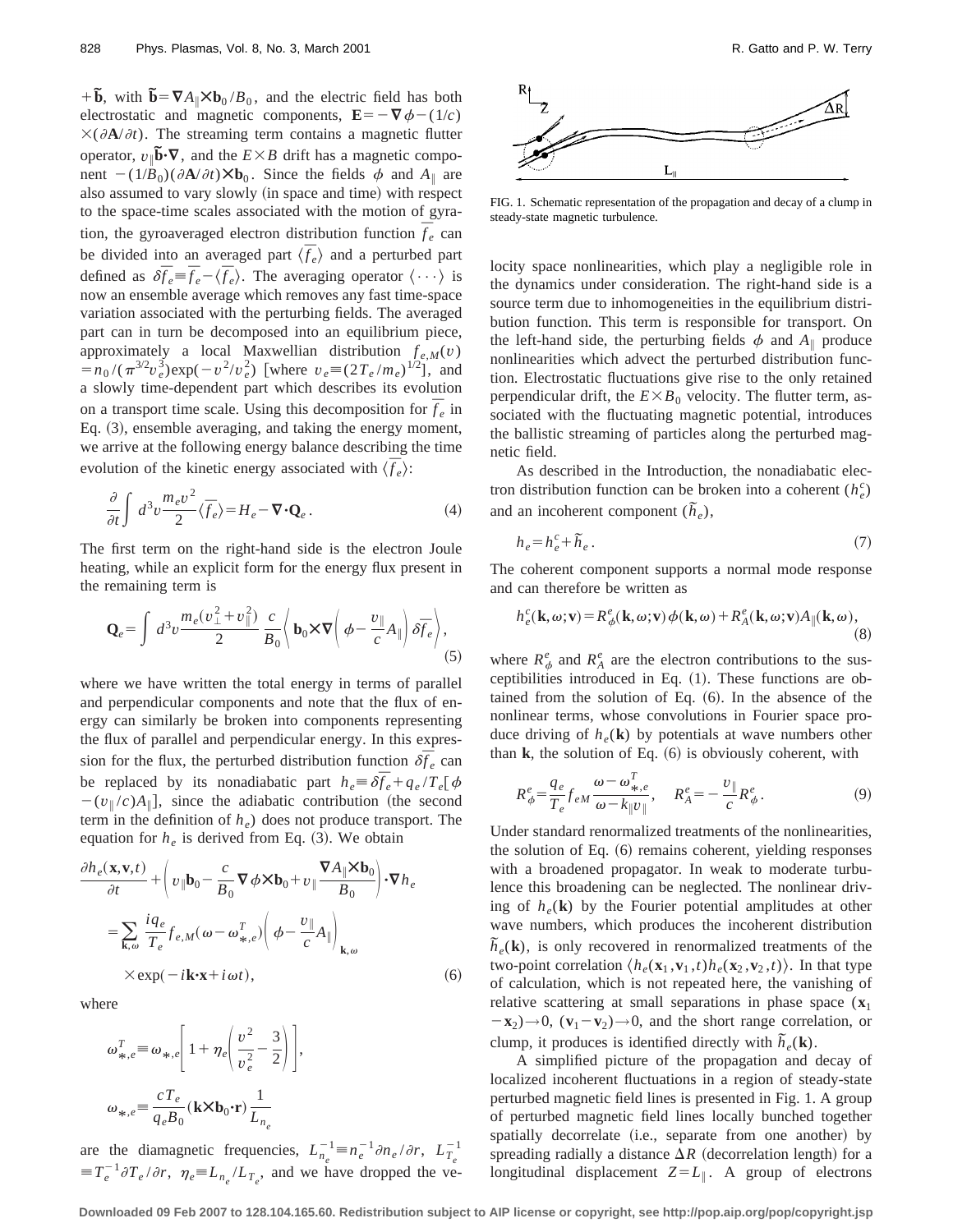$+\tilde{\mathbf{b}}$, with $\tilde{\mathbf{b}}=\nabla A_\parallel \times \mathbf{b}_0/B_0$, and the electric field has both electrostatic and magnetic components, $\mathbf{E}=-\nabla\phi-(1/c)\times(\partial \mathbf{A}/\partial t)$. The streaming term contains a magnetic flutter operator, $v_\parallel \tilde{\mathbf{b}}\cdot\nabla$, and the $E\times B$ drift has a magnetic component $-(1/B_0)(\partial\mathbf{A}/\partial t)\times\mathbf{b}_0$. Since the fields $\phi$ and $A_\parallel$ are also assumed to vary slowly (in space and time) with respect to the space-time scales associated with the motion of gyration, the gyroaveraged electron distribution function $\bar{f}_e$ can be divided into an averaged part $\langle \bar{f}_e\rangle$ and a perturbed part defined as $\delta\bar{f}_e \equiv \bar{f}_e - \langle\bar{f}_e\rangle$. The averaging operator $\langle\cdots\rangle$ is now an ensemble average which removes any fast time-space variation associated with the perturbing fields. The averaged part can in turn be decomposed into an equilibrium piece, approximately a local Maxwellian distribution $f_{e,M}(v) = n_0/(\pi^{3/2}v_e^3)\exp(-v^2/v_e^2)$ [where $v_e\equiv(2T_e/m_e)^{1/2}$], and a slowly time-dependent part which describes its evolution on a transport time scale. Using this decomposition for $\bar{f}_e$ in Eq. (3), ensemble averaging, and taking the energy moment, we arrive at the following energy balance describing the time evolution of the kinetic energy associated with $\langle\bar{f}_e\rangle$:

$$\frac{\partial}{\partial t}\int d^3v \frac{m_e v^2}{2}\langle \bar{f}_e\rangle = H_e - \nabla\cdot\mathbf{Q}_e. \tag{4}$$

The first term on the right-hand side is the electron Joule heating, while an explicit form for the energy flux present in the remaining term is

$$\mathbf{Q}_e = \int d^3v \frac{m_e(v_\perp^2+v_\parallel^2)}{2}\frac{c}{B_0}\left\langle \mathbf{b}_0\times\nabla\left(\phi-\frac{v_\parallel}{c}A_\parallel\right)\delta\bar{f}_e\right\rangle, \tag{5}$$

where we have written the total energy in terms of parallel and perpendicular components and note that the flux of energy can similarly be broken into components representing the flux of parallel and perpendicular energy. In this expression for the flux, the perturbed distribution function $\delta\bar{f}_e$ can be replaced by its nonadiabatic part $h_e\equiv\delta\bar{f}_e + q_e/T_e f_{eM}[\phi-(v_\parallel/c)A_\parallel]$, since the adiabatic contribution (the second term in the definition of $h_e$) does not produce transport. The equation for $h_e$ is derived from Eq. (3). We obtain

$$\begin{aligned}\frac{\partial h_e(\mathbf{x},\mathbf{v},t)}{\partial t} &+ \left(v_\parallel \mathbf{b}_0 - \frac{c}{B_0}\nabla\phi\times\mathbf{b}_0 + v_\parallel\frac{\nabla A_\parallel\times\mathbf{b}_0}{B_0}\right)\cdot\nabla h_e \\ &= \sum_{\mathbf{k},\omega}\frac{iq_e}{T_e}f_{e,M}(\omega-\omega_{*,e}^T)\left(\phi-\frac{v_\parallel}{c}A_\parallel\right)_{\mathbf{k},\omega} \\ &\quad\times\exp(-i\mathbf{k}\cdot\mathbf{x}+i\omega t),\end{aligned} \tag{6}$$

where

$$\omega_{*,e}^T \equiv \omega_{*,e}\left[1+\eta_e\left(\frac{v^2}{v_e^2}-\frac{3}{2}\right)\right],$$

$$\omega_{*,e}\equiv\frac{cT_e}{q_eB_0}(\mathbf{k}\times\mathbf{b}_0\cdot\mathbf{r})\frac{1}{L_{n_e}}$$

are the diamagnetic frequencies, $L_{n_e}^{-1}\equiv n_e^{-1}\partial n_e/\partial r$, $L_{T_e}^{-1}\equiv T_e^{-1}\partial T_e/\partial r$, $\eta_e\equiv L_{n_e}/L_{T_e}$, and we have dropped the velocity space nonlinearities, which play a negligible role in the dynamics under consideration. The right-hand side is a source term due to inhomogeneities in the equilibrium distribution function. This term is responsible for transport. On the left-hand side, the perturbing fields $\phi$ and $A_\parallel$ produce nonlinearities which advect the perturbed distribution function. Electrostatic fluctuations give rise to the only retained perpendicular drift, the $E\times B_0$ velocity. The flutter term, associated with the fluctuating magnetic potential, introduces the ballistic streaming of particles along the perturbed magnetic field.

FIG. 1. Schematic representation of the propagation and decay of a clump in steady-state magnetic turbulence.

As described in the Introduction, the nonadiabatic electron distribution function can be broken into a coherent ($h_e^c$) and an incoherent component ($\tilde{h}_e$),

$$h_e = h_e^c + \tilde{h}_e. \tag{7}$$

The coherent component supports a normal mode response and can therefore be written as

$$h_e^c(\mathbf{k},\omega;\mathbf{v}) = R_\phi^e(\mathbf{k},\omega;\mathbf{v})\phi(\mathbf{k},\omega) + R_A^e(\mathbf{k},\omega;\mathbf{v})A_\parallel(\mathbf{k},\omega), \tag{8}$$

where $R_\phi^e$ and $R_A^e$ are the electron contributions to the susceptibilities introduced in Eq. (1). These functions are obtained from the solution of Eq. (6). In the absence of the nonlinear terms, whose convolutions in Fourier space produce driving of $h_e(\mathbf{k})$ by potentials at wave numbers other than $\mathbf{k}$, the solution of Eq. (6) is obviously coherent, with

$$R_\phi^e = \frac{q_e}{T_e}f_{eM}\frac{\omega-\omega_{*,e}^T}{\omega-k_\parallel v_\parallel}, \quad R_A^e = -\frac{v_\parallel}{c}R_\phi^e. \tag{9}$$

Under standard renormalized treatments of the nonlinearities, the solution of Eq. (6) remains coherent, yielding responses with a broadened propagator. In weak to moderate turbulence this broadening can be neglected. The nonlinear driving of $h_e(\mathbf{k})$ by the Fourier potential amplitudes at other wave numbers, which produces the incoherent distribution $\tilde{h}_e(\mathbf{k})$, is only recovered in renormalized treatments of the two-point correlation $\langle h_e(\mathbf{x}_1,\mathbf{v}_1,t)h_e(\mathbf{x}_2,\mathbf{v}_2,t)\rangle$. In that type of calculation, which is not repeated here, the vanishing of relative scattering at small separations in phase space $(\mathbf{x}_1-\mathbf{x}_2)\to 0$, $(\mathbf{v}_1-\mathbf{v}_2)\to 0$, and the short range correlation, or clump, it produces is identified directly with $\tilde{h}_e(\mathbf{k})$.

A simplified picture of the propagation and decay of localized incoherent fluctuations in a region of steady-state perturbed magnetic field lines is presented in Fig. 1. A group of perturbed magnetic field lines locally bunched together spatially decorrelate (i.e., separate from one another) by spreading radially a distance $\Delta R$ (decorrelation length) for a longitudinal displacement $Z=L_\parallel$. A group of electrons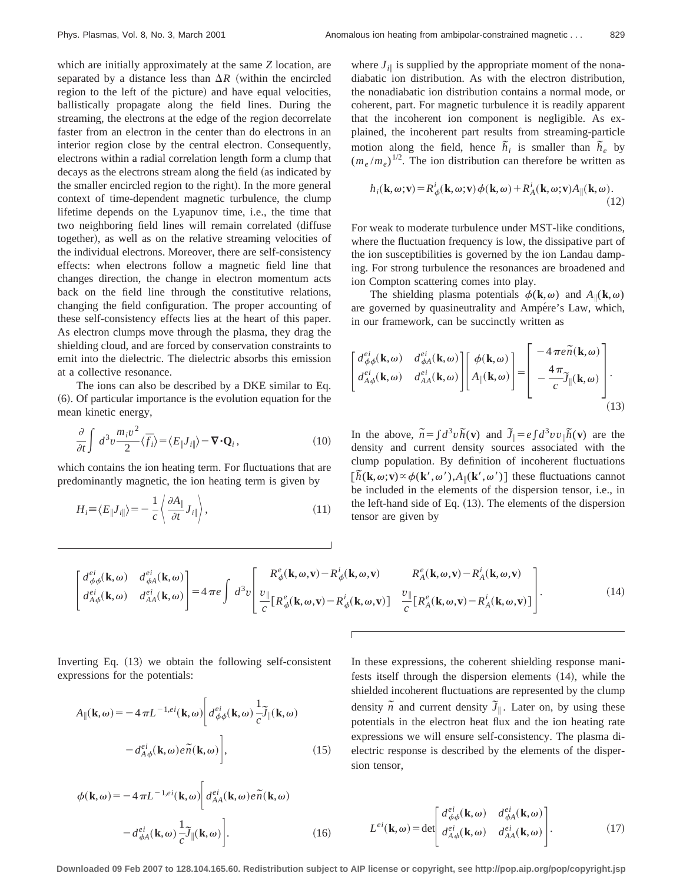which are initially approximately at the same $Z$ location, are separated by a distance less than $\Delta R$ (within the encircled region to the left of the picture) and have equal velocities, ballistically propagate along the field lines. During the streaming, the electrons at the edge of the region decorrelate faster from an electron in the center than do electrons in an interior region close by the central electron. Consequently, electrons within a radial correlation length form a clump that decays as the electrons stream along the field (as indicated by the smaller encircled region to the right). In the more general context of time-dependent magnetic turbulence, the clump lifetime depends on the Lyapunov time, i.e., the time that two neighboring field lines will remain correlated (diffuse together), as well as on the relative streaming velocities of the individual electrons. Moreover, there are self-consistency effects: when electrons follow a magnetic field line that changes direction, the change in electron momentum acts back on the field line through the constitutive relations, changing the field configuration. The proper accounting of these self-consistency effects lies at the heart of this paper. As electron clumps move through the plasma, they drag the shielding cloud, and are forced by conservation constraints to emit into the dielectric. The dielectric absorbs this emission at a collective resonance.

The ions can also be described by a DKE similar to Eq. (6). Of particular importance is the evolution equation for the mean kinetic energy,

$$\frac{\partial}{\partial t}\int d^3v \frac{m_i v^2}{2}\langle \overline{f_i}\rangle = \langle E_\| J_i\rangle - \nabla\cdot\mathbf{Q}_i, \tag{10}$$

which contains the ion heating term. For fluctuations that are predominantly magnetic, the ion heating term is given by

$$H_i \equiv \langle E_\| J_{i\|}\rangle = -\frac{1}{c}\left\langle \frac{\partial A_\|}{\partial t} J_{i\|}\right\rangle, \tag{11}$$

where $J_{i\|}$ is supplied by the appropriate moment of the nonadiabatic ion distribution. As with the electron distribution, the nonadiabatic ion distribution contains a normal mode, or coherent, part. For magnetic turbulence it is readily apparent that the incoherent ion component is negligible. As explained, the incoherent part results from streaming-particle motion along the field, hence $\tilde{h}_i$ is smaller than $\tilde{h}_e$ by $(m_e/m_e)^{1/2}$. The ion distribution can therefore be written as

$$h_i(\mathbf{k},\omega;\mathbf{v}) = R^i_\phi(\mathbf{k},\omega;\mathbf{v})\phi(\mathbf{k},\omega) + R^i_A(\mathbf{k},\omega;\mathbf{v})A_\|(\mathbf{k},\omega). \tag{12}$$

For weak to moderate turbulence under MST-like conditions, where the fluctuation frequency is low, the dissipative part of the ion susceptibilities is governed by the ion Landau damping. For strong turbulence the resonances are broadened and ion Compton scattering comes into play.

The shielding plasma potentials $\phi(\mathbf{k},\omega)$ and $A_\|(\mathbf{k},\omega)$ are governed by quasineutrality and Ampére's Law, which, in our framework, can be succinctly written as

$$\begin{bmatrix} d^{ei}_{\phi\phi}(\mathbf{k},\omega) & d^{ei}_{\phi A}(\mathbf{k},\omega) \\ d^{ei}_{A\phi}(\mathbf{k},\omega) & d^{ei}_{AA}(\mathbf{k},\omega)\end{bmatrix}\begin{bmatrix}\phi(\mathbf{k},\omega) \\ A_\|(\mathbf{k},\omega)\end{bmatrix} = \begin{bmatrix} -4\pi e\tilde{n}(\mathbf{k},\omega) \\ -\dfrac{4\pi}{c}\tilde{J}_\|(\mathbf{k},\omega)\end{bmatrix}. \tag{13}$$

In the above, $\tilde{n} = \int d^3v\,\tilde{h}(\mathbf{v})$ and $\tilde{J}_\| = e\int d^3v\, v_\|\tilde{h}(\mathbf{v})$ are the density and current density sources associated with the clump population. By definition of incoherent fluctuations $[\tilde{h}(\mathbf{k},\omega;\mathbf{v}) \propto \phi(\mathbf{k}',\omega'), A_\|(\mathbf{k}',\omega')]$ these fluctuations cannot be included in the elements of the dispersion tensor, i.e., in the left-hand side of Eq. (13). The elements of the dispersion tensor are given by

$$\begin{bmatrix} d^{ei}_{\phi\phi}(\mathbf{k},\omega) & d^{ei}_{\phi A}(\mathbf{k},\omega) \\ d^{ei}_{A\phi}(\mathbf{k},\omega) & d^{ei}_{AA}(\mathbf{k},\omega)\end{bmatrix} = 4\pi e\int d^3v \begin{bmatrix} R^e_\phi(\mathbf{k},\omega,\mathbf{v}) - R^i_\phi(\mathbf{k},\omega,\mathbf{v}) & R^e_A(\mathbf{k},\omega,\mathbf{v}) - R^i_A(\mathbf{k},\omega,\mathbf{v}) \\ \dfrac{v_\|}{c}[R^e_\phi(\mathbf{k},\omega,\mathbf{v}) - R^i_\phi(\mathbf{k},\omega,\mathbf{v})] & \dfrac{v_\|}{c}[R^e_A(\mathbf{k},\omega,\mathbf{v}) - R^i_A(\mathbf{k},\omega,\mathbf{v})]\end{bmatrix}. \tag{14}$$

Inverting Eq. (13) we obtain the following self-consistent expressions for the potentials:

$$A_\|(\mathbf{k},\omega) = -4\pi L^{-1,ei}(\mathbf{k},\omega)\left[d^{ei}_{\phi\phi}(\mathbf{k},\omega)\frac{1}{c}\tilde{J}_\|(\mathbf{k},\omega) - d^{ei}_{A\phi}(\mathbf{k},\omega)e\tilde{n}(\mathbf{k},\omega)\right], \tag{15}$$

$$\phi(\mathbf{k},\omega) = -4\pi L^{-1,ei}(\mathbf{k},\omega)\left[d^{ei}_{AA}(\mathbf{k},\omega)e\tilde{n}(\mathbf{k},\omega) - d^{ei}_{\phi A}(\mathbf{k},\omega)\frac{1}{c}\tilde{J}_\|(\mathbf{k},\omega)\right]. \tag{16}$$

In these expressions, the coherent shielding response manifests itself through the dispersion elements (14), while the shielded incoherent fluctuations are represented by the clump density $\tilde{n}$ and current density $\tilde{J}_\|$. Later on, by using these potentials in the electron heat flux and the ion heating rate expressions we will ensure self-consistency. The plasma dielectric response is described by the elements of the dispersion tensor,

$$L^{ei}(\mathbf{k},\omega) = \det\begin{bmatrix} d^{ei}_{\phi\phi}(\mathbf{k},\omega) & d^{ei}_{\phi A}(\mathbf{k},\omega) \\ d^{ei}_{A\phi}(\mathbf{k},\omega) & d^{ei}_{AA}(\mathbf{k},\omega)\end{bmatrix}. \tag{17}$$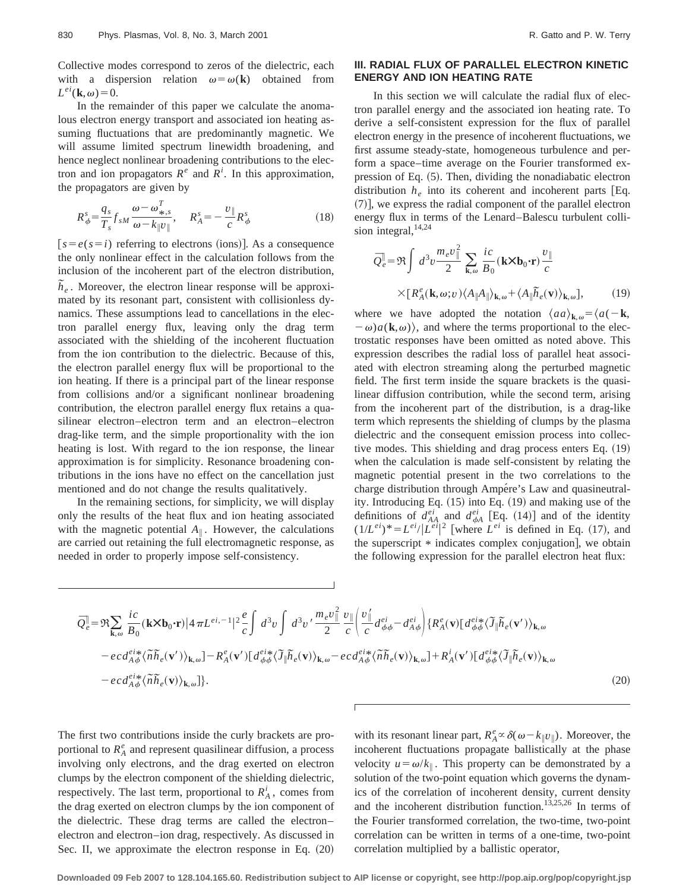Collective modes correspond to zeros of the dielectric, each with a dispersion relation $\omega=\omega(\mathbf{k})$ obtained from $L^{ei}(\mathbf{k},\omega)=0$.

In the remainder of this paper we calculate the anomalous electron energy transport and associated ion heating assuming fluctuations that are predominantly magnetic. We will assume limited spectrum linewidth broadening, and hence neglect nonlinear broadening contributions to the electron and ion propagators $R^e$ and $R^i$. In this approximation, the propagators are given by

$$R_{\phi}^{s}=\frac{q_s}{T_s}f_{sM}\frac{\omega-\omega_{*,s}^{T}}{\omega-k_{\parallel}v_{\parallel}}, \quad R_{A}^{s}=-\frac{v_{\parallel}}{c}R_{\phi}^{s} \tag{18}$$

[$s=e(s=i)$ referring to electrons (ions)]. As a consequence the only nonlinear effect in the calculation follows from the inclusion of the incoherent part of the electron distribution, $\tilde{h}_e$. Moreover, the electron linear response will be approximated by its resonant part, consistent with collisionless dynamics. These assumptions lead to cancellations in the electron parallel energy flux, leaving only the drag term associated with the shielding of the incoherent fluctuation from the ion contribution to the dielectric. Because of this, the electron parallel energy flux will be proportional to the ion heating. If there is a principal part of the linear response from collisions and/or a significant nonlinear broadening contribution, the electron parallel energy flux retains a quasilinear electron–electron term and an electron–electron drag-like term, and the simple proportionality with the ion heating is lost. With regard to the ion response, the linear approximation is for simplicity. Resonance broadening contributions in the ions have no effect on the cancellation just mentioned and do not change the results qualitatively.

In the remaining sections, for simplicity, we will display only the results of the heat flux and ion heating associated with the magnetic potential $A_{\parallel}$. However, the calculations are carried out retaining the full electromagnetic response, as needed in order to properly impose self-consistency.

## III. RADIAL FLUX OF PARALLEL ELECTRON KINETIC ENERGY AND ION HEATING RATE

In this section we will calculate the radial flux of electron parallel energy and the associated ion heating rate. To derive a self-consistent expression for the flux of parallel electron energy in the presence of incoherent fluctuations, we first assume steady-state, homogeneous turbulence and perform a space–time average on the Fourier transformed expression of Eq. (5). Then, dividing the nonadiabatic electron distribution $h_e$ into its coherent and incoherent parts [Eq. (7)], we express the radial component of the parallel electron energy flux in terms of the Lenard–Balescu turbulent collision integral,[14,24]

$$\overline{Q_e^{\parallel}}=\Re\int d^3v\,\frac{m_e v_{\parallel}^2}{2}\sum_{\mathbf{k},\omega}\frac{ic}{B_0}(\mathbf{k}\times\mathbf{b}_0\cdot\mathbf{r})\frac{v_{\parallel}}{c}\times[R_A^e(\mathbf{k},\omega;v)\langle A_{\parallel}A_{\parallel}\rangle_{\mathbf{k},\omega}+\langle A_{\parallel}\tilde{h}_e(\mathbf{v})\rangle_{\mathbf{k},\omega}], \tag{19}$$

where we have adopted the notation $\langle aa\rangle_{\mathbf{k},\omega}=\langle a(-\mathbf{k},-\omega)a(\mathbf{k},\omega)\rangle$, and where the terms proportional to the electrostatic responses have been omitted as noted above. This expression describes the radial loss of parallel heat associated with electron streaming along the perturbed magnetic field. The first term inside the square brackets is the quasilinear diffusion contribution, while the second term, arising from the incoherent part of the distribution, is a drag-like term which represents the shielding of clumps by the plasma dielectric and the consequent emission process into collective modes. This shielding and drag process enters Eq. (19) when the calculation is made self-consistent by relating the magnetic potential present in the two correlations to the charge distribution through Ampère's Law and quasineutrality. Introducing Eq. (15) into Eq. (19) and making use of the definitions of $d_{AA}^{ei}$ and $d_{\phi A}^{ei}$ [Eq. (14)] and of the identity $(1/L^{ei})^*=L^{ei}/|L^{ei}|^2$ [where $L^{ei}$ is defined in Eq. (17), and the superscript $*$ indicates complex conjugation], we obtain the following expression for the parallel electron heat flux:

$$\begin{aligned}\overline{Q_e^{\parallel}}=&\Re\sum_{\mathbf{k},\omega}\frac{ic}{B_0}(\mathbf{k}\times\mathbf{b}_0\cdot\mathbf{r})|4\pi L^{ei,-1}|^2\frac{e}{c}\int d^3v\int d^3v'\,\frac{m_e v_{\parallel}^2}{2}\frac{v_{\parallel}}{c}\left(\frac{v_{\parallel}'}{c}d_{\phi\phi}^{ei}-d_{A\phi}^{ei}\right)\{R_A^e(\mathbf{v})[d_{\phi\phi}^{ei*}\langle\tilde{J}_{\parallel}\tilde{h}_e(\mathbf{v}')\rangle_{\mathbf{k},\omega}\\&-ecd_{A\phi}^{ei*}\langle\tilde{n}\tilde{h}_e(\mathbf{v}')\rangle_{\mathbf{k},\omega}]-R_A^e(\mathbf{v}')[d_{\phi\phi}^{ei*}\langle\tilde{J}_{\parallel}\tilde{h}_e(\mathbf{v})\rangle_{\mathbf{k},\omega}-ecd_{A\phi}^{ei*}\langle\tilde{n}\tilde{h}_e(\mathbf{v})\rangle_{\mathbf{k},\omega}]+R_A^i(\mathbf{v}')[d_{\phi\phi}^{ei*}\langle\tilde{J}_{\parallel}\tilde{h}_e(\mathbf{v})\rangle_{\mathbf{k},\omega}\\&-ecd_{A\phi}^{ei*}\langle\tilde{n}\tilde{h}_e(\mathbf{v})\rangle_{\mathbf{k},\omega}]\}.\end{aligned} \tag{20}$$

The first two contributions inside the curly brackets are proportional to $R_A^e$ and represent quasilinear diffusion, a process involving only electrons, and the drag exerted on electron clumps by the electron component of the shielding dielectric, respectively. The last term, proportional to $R_A^i$, comes from the drag exerted on electron clumps by the ion component of the dielectric. These drag terms are called the electron–electron and electron–ion drag, respectively. As discussed in Sec. II, we approximate the electron response in Eq. (20) with its resonant linear part, $R_A^e\propto\delta(\omega-k_{\parallel}v_{\parallel})$. Moreover, the incoherent fluctuations propagate ballistically at the phase velocity $u=\omega/k_{\parallel}$. This property can be demonstrated by a solution of the two-point equation which governs the dynamics of the correlation of incoherent density, current density and the incoherent distribution function.[13,25,26] In terms of the Fourier transformed correlation, the two-time, two-point correlation can be written in terms of a one-time, two-point correlation multiplied by a ballistic operator,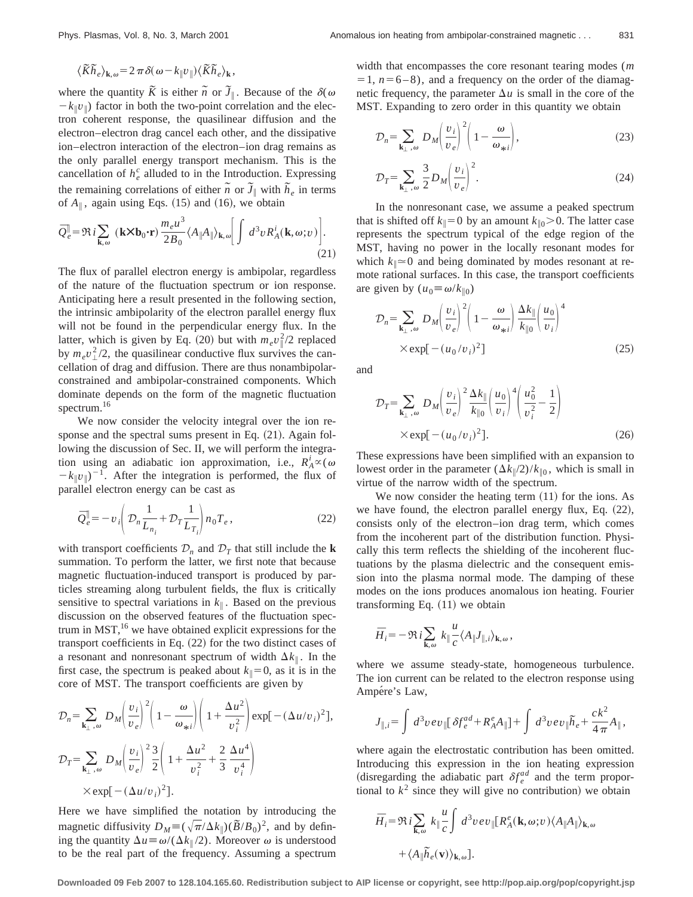$$\langle \tilde{K}\tilde{h}_e \rangle_{\mathbf{k},\omega} = 2\pi\delta(\omega - k_\parallel v_\parallel)\langle \tilde{K}\tilde{h}_e \rangle_{\mathbf{k}},$$

where the quantity $\tilde{K}$ is either $\tilde{n}$ or $\tilde{J}_\parallel$. Because of the $\delta(\omega - k_\parallel v_\parallel)$ factor in both the two-point correlation and the electron coherent response, the quasilinear diffusion and the electron–electron drag cancel each other, and the dissipative ion–electron interaction of the electron–ion drag remains as the only parallel energy transport mechanism. This is the cancellation of $h_e^c$ alluded to in the Introduction. Expressing the remaining correlations of either $\tilde{n}$ or $\tilde{J}_\parallel$ with $\tilde{h}_e$ in terms of $A_\parallel$, again using Eqs. (15) and (16), we obtain

$$\overline{Q}_e^\parallel = \Re\, i \sum_{\mathbf{k},\omega} (\mathbf{k}\times\mathbf{b}_0\cdot\mathbf{r})\frac{m_e u^3}{2B_0}\langle A_\parallel A_\parallel \rangle_{\mathbf{k},\omega}\left[\int d^3 v R_A^i(\mathbf{k},\omega;v)\right]. \tag{21}$$

The flux of parallel electron energy is ambipolar, regardless of the nature of the fluctuation spectrum or ion response. Anticipating here a result presented in the following section, the intrinsic ambipolarity of the electron parallel energy flux will not be found in the perpendicular energy flux. In the latter, which is given by Eq. (20) but with $m_e v_\parallel^2/2$ replaced by $m_e v_\perp^2/2$, the quasilinear conductive flux survives the cancellation of drag and diffusion. There are thus nonambipolar-constrained and ambipolar-constrained components. Which dominate depends on the form of the magnetic fluctuation spectrum.[16]

We now consider the velocity integral over the ion response and the spectral sums present in Eq. (21). Again following the discussion of Sec. II, we will perform the integration using an adiabatic ion approximation, i.e., $R_A^i \propto (\omega - k_\parallel v_\parallel)^{-1}$. After the integration is performed, the flux of parallel electron energy can be cast as

$$\overline{Q}_e^\parallel = -v_i\left(\mathcal{D}_n \frac{1}{L_{n_i}} + \mathcal{D}_T \frac{1}{L_{T_i}}\right) n_0 T_e, \tag{22}$$

with transport coefficients $\mathcal{D}_n$ and $\mathcal{D}_T$ that still include the $\mathbf{k}$ summation. To perform the latter, we first note that because magnetic fluctuation-induced transport is produced by particles streaming along turbulent fields, the flux is critically sensitive to spectral variations in $k_\parallel$. Based on the previous discussion on the observed features of the fluctuation spectrum in MST,[16] we have obtained explicit expressions for the transport coefficients in Eq. (22) for the two distinct cases of a resonant and nonresonant spectrum of width $\Delta k_\parallel$. In the first case, the spectrum is peaked about $k_\parallel = 0$, as it is in the core of MST. The transport coefficients are given by

$$\mathcal{D}_n = \sum_{\mathbf{k}_\perp,\omega} D_M \left(\frac{v_i}{v_e}\right)^2 \left(1 - \frac{\omega}{\omega_{*i}}\right)\left(1 + \frac{\Delta u^2}{v_i^2}\right)\exp[-(\Delta u/v_i)^2],$$

$$\mathcal{D}_T = \sum_{\mathbf{k}_\perp,\omega} D_M \left(\frac{v_i}{v_e}\right)^2 \frac{3}{2}\left(1 + \frac{\Delta u^2}{v_i^2} + \frac{2}{3}\frac{\Delta u^4}{v_i^4}\right) \times \exp[-(\Delta u/v_i)^2].$$

Here we have simplified the notation by introducing the magnetic diffusivity $D_M \equiv (\sqrt{\pi}/\Delta k_\parallel)(\tilde{B}/B_0)^2$, and by defining the quantity $\Delta u \equiv \omega/(\Delta k_\parallel/2)$. Moreover $\omega$ is understood to be the real part of the frequency. Assuming a spectrum width that encompasses the core resonant tearing modes ($m = 1$, $n = 6$–$8$), and a frequency on the order of the diamagnetic frequency, the parameter $\Delta u$ is small in the core of the MST. Expanding to zero order in this quantity we obtain

$$\mathcal{D}_n = \sum_{\mathbf{k}_\perp,\omega} D_M \left(\frac{v_i}{v_e}\right)^2 \left(1 - \frac{\omega}{\omega_{*i}}\right), \tag{23}$$

$$\mathcal{D}_T = \sum_{\mathbf{k}_\perp,\omega} \frac{3}{2} D_M \left(\frac{v_i}{v_e}\right)^2. \tag{24}$$

In the nonresonant case, we assume a peaked spectrum that is shifted off $k_\parallel = 0$ by an amount $k_{\parallel 0} > 0$. The latter case represents the spectrum typical of the edge region of the MST, having no power in the locally resonant modes for which $k_\parallel \simeq 0$ and being dominated by modes resonant at remote rational surfaces. In this case, the transport coefficients are given by $(u_0 \equiv \omega/k_{\parallel 0})$

$$\mathcal{D}_n = \sum_{\mathbf{k}_\perp,\omega} D_M \left(\frac{v_i}{v_e}\right)^2 \left(1 - \frac{\omega}{\omega_{*i}}\right)\frac{\Delta k_\parallel}{k_{\parallel 0}}\left(\frac{u_0}{v_i}\right)^4 \times \exp[-(u_0/v_i)^2] \tag{25}$$

and

$$\mathcal{D}_T = \sum_{\mathbf{k}_\perp,\omega} D_M \left(\frac{v_i}{v_e}\right)^2 \frac{\Delta k_\parallel}{k_{\parallel 0}}\left(\frac{u_0}{v_i}\right)^4 \left(\frac{u_0^2}{v_i^2} - \frac{1}{2}\right) \times \exp[-(u_0/v_i)^2]. \tag{26}$$

These expressions have been simplified with an expansion to lowest order in the parameter $(\Delta k_\parallel/2)/k_{\parallel 0}$, which is small in virtue of the narrow width of the spectrum.

We now consider the heating term (11) for the ions. As we have found, the electron parallel energy flux, Eq. (22), consists only of the electron–ion drag term, which comes from the incoherent part of the distribution function. Physically this term reflects the shielding of the incoherent fluctuations by the plasma dielectric and the consequent emission into the plasma normal mode. The damping of these modes on the ions produces anomalous ion heating. Fourier transforming Eq. (11) we obtain

$$\overline{H}_i = -\Re\, i \sum_{\mathbf{k},\omega} k_\parallel \frac{u}{c}\langle A_\parallel J_{\parallel,i} \rangle_{\mathbf{k},\omega},$$

where we assume steady-state, homogeneous turbulence. The ion current can be related to the electron response using Ampére's Law,

$$J_{\parallel,i} = \int d^3 v\, e v_\parallel [\delta f_e^{ad} + R_A^e A_\parallel] + \int d^3 v\, e v_\parallel \tilde{h}_e + \frac{ck^2}{4\pi}A_\parallel,$$

where again the electrostatic contribution has been omitted. Introducing this expression in the ion heating expression (disregarding the adiabatic part $\delta f_e^{ad}$ and the term proportional to $k^2$ since they will give no contribution) we obtain

$$\overline{H}_i = \Re\, i \sum_{\mathbf{k},\omega} k_\parallel \frac{u}{c}\int d^3 v\, e v_\parallel [R_A^e(\mathbf{k},\omega;v)\langle A_\parallel A_\parallel \rangle_{\mathbf{k},\omega} + \langle A_\parallel \tilde{h}_e(\mathbf{v})\rangle_{\mathbf{k},\omega}].$$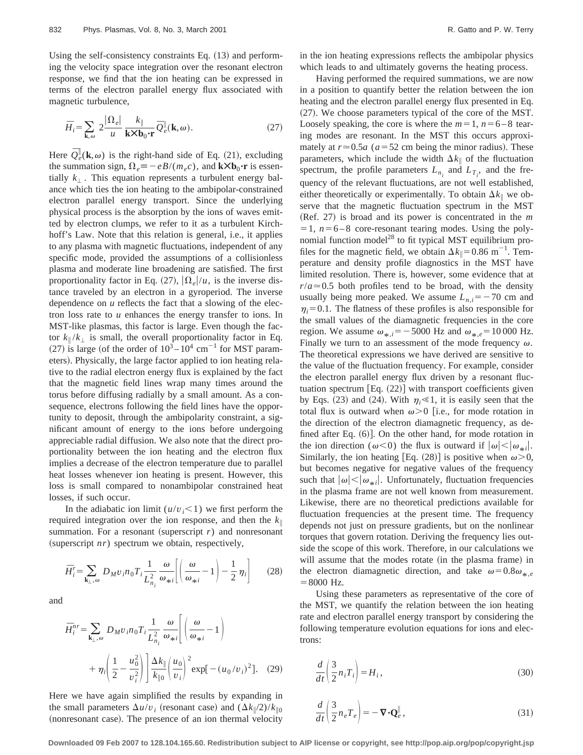Using the self-consistency constraints Eq. (13) and performing the velocity space integration over the resonant electron response, we find that the ion heating can be expressed in terms of the electron parallel energy flux associated with magnetic turbulence,

$$\overline{H}_i = \sum_{\mathbf{k},\omega} 2\frac{|\Omega_e|}{u}\frac{k_\parallel}{\mathbf{k}\times\mathbf{b}_0\cdot\mathbf{r}}\overline{Q}_e^\parallel(\mathbf{k},\omega). \tag{27}$$

Here $\overline{Q}_e^\parallel(\mathbf{k},\omega)$ is the right-hand side of Eq. (21), excluding the summation sign, $\Omega_e \equiv -eB/(m_e c)$, and $\mathbf{k}\times\mathbf{b}_0\cdot\mathbf{r}$ is essentially $k_\perp$. This equation represents a turbulent energy balance which ties the ion heating to the ambipolar-constrained electron parallel energy transport. Since the underlying physical process is the absorption by the ions of waves emitted by electron clumps, we refer to it as a turbulent Kirchhoff's Law. Note that this relation is general, i.e., it applies to any plasma with magnetic fluctuations, independent of any specific mode, provided the assumptions of a collisionless plasma and moderate line broadening are satisfied. The first proportionality factor in Eq. (27), $|\Omega_e|/u$, is the inverse distance traveled by an electron in a gyroperiod. The inverse dependence on $u$ reflects the fact that a slowing of the electron loss rate to $u$ enhances the energy transfer to ions. In MST-like plasmas, this factor is large. Even though the factor $k_\parallel/k_\perp$ is small, the overall proportionality factor in Eq. (27) is large (of the order of $10^3$–$10^4$ cm$^{-1}$ for MST parameters). Physically, the large factor applied to ion heating relative to the radial electron energy flux is explained by the fact that the magnetic field lines wrap many times around the torus before diffusing radially by a small amount. As a consequence, electrons following the field lines have the opportunity to deposit, through the ambipolarity constraint, a significant amount of energy to the ions before undergoing appreciable radial diffusion. We also note that the direct proportionality between the ion heating and the electron flux implies a decrease of the electron temperature due to parallel heat losses whenever ion heating is present. However, this loss is small compared to nonambipolar constrained heat losses, if such occur.

In the adiabatic ion limit ($u/v_i < 1$) we first perform the required integration over the ion response, and then the $k_\parallel$ summation. For a resonant (superscript $r$) and nonresonant (superscript $nr$) spectrum we obtain, respectively,

$$\overline{H}_i^r = \sum_{\mathbf{k}_\perp,\omega} D_M v_i n_0 T_i \frac{1}{L_{n_i}^2}\frac{\omega}{\omega_{*i}}\left[\left(\frac{\omega}{\omega_{*i}}-1\right)-\frac{1}{2}\eta_i\right] \tag{28}$$

and

$$\overline{H}_i^{nr} = \sum_{\mathbf{k}_\perp,\omega} D_M v_i n_0 T_i \frac{1}{L_{n_i}^2}\frac{\omega}{\omega_{*i}}\left[\left(\frac{\omega}{\omega_{*i}}-1\right) + \eta_i\left(\frac{1}{2}-\frac{u_0^2}{v_i^2}\right)\right]\frac{\Delta k_\parallel}{k_{\parallel 0}}\left(\frac{u_0}{v_i}\right)^2 \exp[-(u_0/v_i)^2]. \tag{29}$$

Here we have again simplified the results by expanding in the small parameters $\Delta u/v_i$ (resonant case) and $(\Delta k_\parallel/2)/k_{\parallel 0}$ (nonresonant case). The presence of an ion thermal velocity in the ion heating expressions reflects the ambipolar physics which leads to and ultimately governs the heating process.

Having performed the required summations, we are now in a position to quantify better the relation between the ion heating and the electron parallel energy flux presented in Eq. (27). We choose parameters typical of the core of the MST. Loosely speaking, the core is where the $m=1$, $n=6$–$8$ tearing modes are resonant. In the MST this occurs approximately at $r \simeq 0.5a$ ($a=52$ cm being the minor radius). These parameters, which include the width $\Delta k_\parallel$ of the fluctuation spectrum, the profile parameters $L_{n_i}$ and $L_{T_i}$, and the frequency of the relevant fluctuations, are not well established, either theoretically or experimentally. To obtain $\Delta k_\parallel$ we observe that the magnetic fluctuation spectrum in the MST (Ref. 27) is broad and its power is concentrated in the $m=1$, $n=6$–$8$ core-resonant tearing modes. Using the polynomial function model[28] to fit typical MST equilibrium profiles for the magnetic field, we obtain $\Delta k_\parallel = 0.86$ m$^{-1}$. Temperature and density profile diagnostics in the MST have limited resolution. There is, however, some evidence that at $r/a \simeq 0.5$ both profiles tend to be broad, with the density usually being more peaked. We assume $L_{n,i} = -70$ cm and $\eta_i = 0.1$. The flatness of these profiles is also responsible for the small values of the diamagnetic frequencies in the core region. We assume $\omega_{*,i} = -5000$ Hz and $\omega_{*,e} = 10\,000$ Hz. Finally we turn to an assessment of the mode frequency $\omega$. The theoretical expressions we have derived are sensitive to the value of the fluctuation frequency. For example, consider the electron parallel energy flux driven by a resonant fluctuation spectrum [Eq. (22)] with transport coefficients given by Eqs. (23) and (24). With $\eta_i \ll 1$, it is easily seen that the total flux is outward when $\omega > 0$ [i.e., for mode rotation in the direction of the electron diamagnetic frequency, as defined after Eq. (6)]. On the other hand, for mode rotation in the ion direction ($\omega < 0$) the flux is outward if $|\omega| < |\omega_{*i}|$. Similarly, the ion heating [Eq. (28)] is positive when $\omega > 0$, but becomes negative for negative values of the frequency such that $|\omega| < |\omega_{*i}|$. Unfortunately, fluctuation frequencies in the plasma frame are not well known from measurement. Likewise, there are no theoretical predictions available for fluctuation frequencies at the present time. The frequency depends not just on pressure gradients, but on the nonlinear torques that govern rotation. Deriving the frequency lies outside the scope of this work. Therefore, in our calculations we will assume that the modes rotate (in the plasma frame) in the electron diamagnetic direction, and take $\omega = 0.8\omega_{*,e} = 8000$ Hz.

Using these parameters as representative of the core of the MST, we quantify the relation between the ion heating rate and electron parallel energy transport by considering the following temperature evolution equations for ions and electrons:

$$\frac{d}{dt}\left(\frac{3}{2}n_i T_i\right) = H_i, \tag{30}$$

$$\frac{d}{dt}\left(\frac{3}{2}n_e T_e\right) = -\nabla\cdot\mathbf{Q}_e^\parallel, \tag{31}$$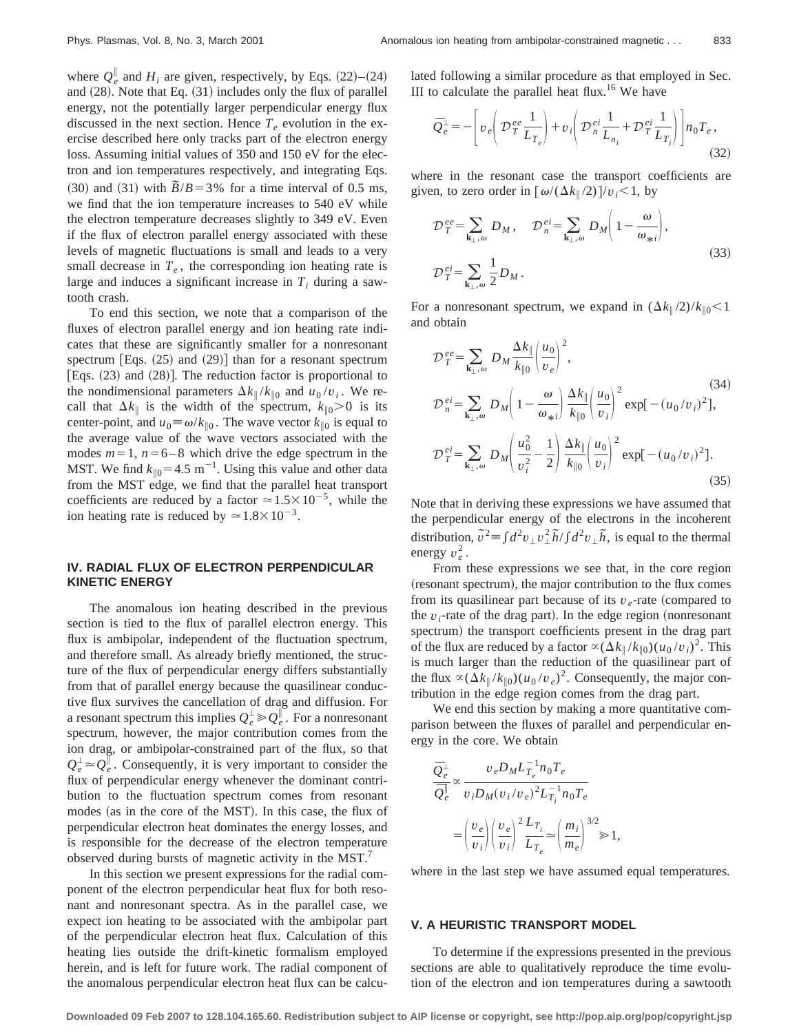where $Q_e^{\|}$ and $H_i$ are given, respectively, by Eqs. (22)–(24) and (28). Note that Eq. (31) includes only the flux of parallel energy, not the potentially larger perpendicular energy flux discussed in the next section. Hence $T_e$ evolution in the exercise described here only tracks part of the electron energy loss. Assuming initial values of 350 and 150 eV for the electron and ion temperatures respectively, and integrating Eqs. (30) and (31) with $\tilde{B}/B = 3\%$ for a time interval of 0.5 ms, we find that the ion temperature increases to 540 eV while the electron temperature decreases slightly to 349 eV. Even if the flux of electron parallel energy associated with these levels of magnetic fluctuations is small and leads to a very small decrease in $T_e$, the corresponding ion heating rate is large and induces a significant increase in $T_i$ during a sawtooth crash.

To end this section, we note that a comparison of the fluxes of electron parallel energy and ion heating rate indicates that these are significantly smaller for a nonresonant spectrum [Eqs. (25) and (29)] than for a resonant spectrum [Eqs. (23) and (28)]. The reduction factor is proportional to the nondimensional parameters $\Delta k_{\|}/k_{\|0}$ and $u_0/v_i$. We recall that $\Delta k_{\|}$ is the width of the spectrum, $k_{\|0} > 0$ is its center-point, and $u_0 \equiv \omega/k_{\|0}$. The wave vector $k_{\|0}$ is equal to the average value of the wave vectors associated with the modes $m=1$, $n=6$–$8$ which drive the edge spectrum in the MST. We find $k_{\|0} = 4.5\ \mathrm{m}^{-1}$. Using this value and other data from the MST edge, we find that the parallel heat transport coefficients are reduced by a factor $\simeq 1.5 \times 10^{-5}$, while the ion heating rate is reduced by $\simeq 1.8 \times 10^{-3}$.

## IV. RADIAL FLUX OF ELECTRON PERPENDICULAR KINETIC ENERGY

The anomalous ion heating described in the previous section is tied to the flux of parallel electron energy. This flux is ambipolar, independent of the fluctuation spectrum, and therefore small. As already briefly mentioned, the structure of the flux of perpendicular energy differs substantially from that of parallel energy because the quasilinear conductive flux survives the cancellation of drag and diffusion. For a resonant spectrum this implies $Q_e^{\perp} \gg Q_e^{\|}$. For a nonresonant spectrum, however, the major contribution comes from the ion drag, or ambipolar-constrained part of the flux, so that $Q_e^{\perp} \simeq Q_e^{\|}$. Consequently, it is very important to consider the flux of perpendicular energy whenever the dominant contribution to the fluctuation spectrum comes from resonant modes (as in the core of the MST). In this case, the flux of perpendicular electron heat dominates the energy losses, and is responsible for the decrease of the electron temperature observed during bursts of magnetic activity in the MST.[7]

In this section we present expressions for the radial component of the electron perpendicular heat flux for both resonant and nonresonant spectra. As in the parallel case, we expect ion heating to be associated with the ambipolar part of the perpendicular electron heat flux. Calculation of this heating lies outside the drift-kinetic formalism employed herein, and is left for future work. The radial component of the anomalous perpendicular electron heat flux can be calculated following a similar procedure as that employed in Sec. III to calculate the parallel heat flux.[16] We have

$$\overline{Q}_e^{\perp} = -\left[ v_e \left( \mathcal{D}_T^{ee} \frac{1}{L_{T_e}} \right) + v_i \left( \mathcal{D}_n^{ei} \frac{1}{L_{n_i}} + \mathcal{D}_T^{ei} \frac{1}{L_{T_i}} \right) \right] n_0 T_e , \tag{32}$$

where in the resonant case the transport coefficients are given, to zero order in $[\omega/(\Delta k_{\|}/2)]/v_i < 1$, by

$$\mathcal{D}_T^{ee} = \sum_{\mathbf{k}_\perp,\omega} D_M , \quad \mathcal{D}_n^{ei} = \sum_{\mathbf{k}_\perp,\omega} D_M \left( 1 - \frac{\omega}{\omega_{*i}} \right),$$
$$\mathcal{D}_T^{ei} = \sum_{\mathbf{k}_\perp,\omega} \frac{1}{2} D_M . \tag{33}$$

For a nonresonant spectrum, we expand in $(\Delta k_{\|}/2)/k_{\|0} < 1$ and obtain

$$\mathcal{D}_T^{ee} = \sum_{\mathbf{k}_\perp,\omega} D_M \frac{\Delta k_{\|}}{k_{\|0}} \left( \frac{u_0}{v_e} \right)^2 ,$$
$$\mathcal{D}_n^{ei} = \sum_{\mathbf{k}_\perp,\omega} D_M \left( 1 - \frac{\omega}{\omega_{*i}} \right) \frac{\Delta k_{\|}}{k_{\|0}} \left( \frac{u_0}{v_i} \right)^2 \exp[-(u_0/v_i)^2], \tag{34}$$

$$\mathcal{D}_T^{ei} = \sum_{\mathbf{k}_\perp,\omega} D_M \left( \frac{u_0^2}{v_i^2} - \frac{1}{2} \right) \frac{\Delta k_{\|}}{k_{\|0}} \left( \frac{u_0}{v_i} \right)^2 \exp[-(u_0/v_i)^2]. \tag{35}$$

Note that in deriving these expressions we have assumed that the perpendicular energy of the electrons in the incoherent distribution, $\tilde{v}^2 \equiv \int d^2 v_\perp v_\perp^2 \tilde{h} / \int d^2 v_\perp \tilde{h}$, is equal to the thermal energy $v_e^2$.

From these expressions we see that, in the core region (resonant spectrum), the major contribution to the flux comes from its quasilinear part because of its $v_e$-rate (compared to the $v_i$-rate of the drag part). In the edge region (nonresonant spectrum) the transport coefficients present in the drag part of the flux are reduced by a factor $\propto (\Delta k_{\|}/k_{\|0})(u_0/v_i)^2$. This is much larger than the reduction of the quasilinear part of the flux $\propto (\Delta k_{\|}/k_{\|0})(u_0/v_e)^2$. Consequently, the major contribution in the edge region comes from the drag part.

We end this section by making a more quantitative comparison between the fluxes of parallel and perpendicular energy in the core. We obtain

$$\frac{\overline{Q}_e^{\perp}}{\overline{Q}_e^{\|}} \propto \frac{v_e D_M L_{T_e}^{-1} n_0 T_e}{v_i D_M (v_i/v_e)^2 L_{T_i}^{-1} n_0 T_e}$$
$$= \left( \frac{v_e}{v_i} \right) \left( \frac{v_e}{v_i} \right)^2 \frac{L_{T_i}}{L_{T_e}} \simeq \left( \frac{m_i}{m_e} \right)^{3/2} \gg 1,$$

where in the last step we have assumed equal temperatures.

## V. A HEURISTIC TRANSPORT MODEL

To determine if the expressions presented in the previous sections are able to qualitatively reproduce the time evolution of the electron and ion temperatures during a sawtooth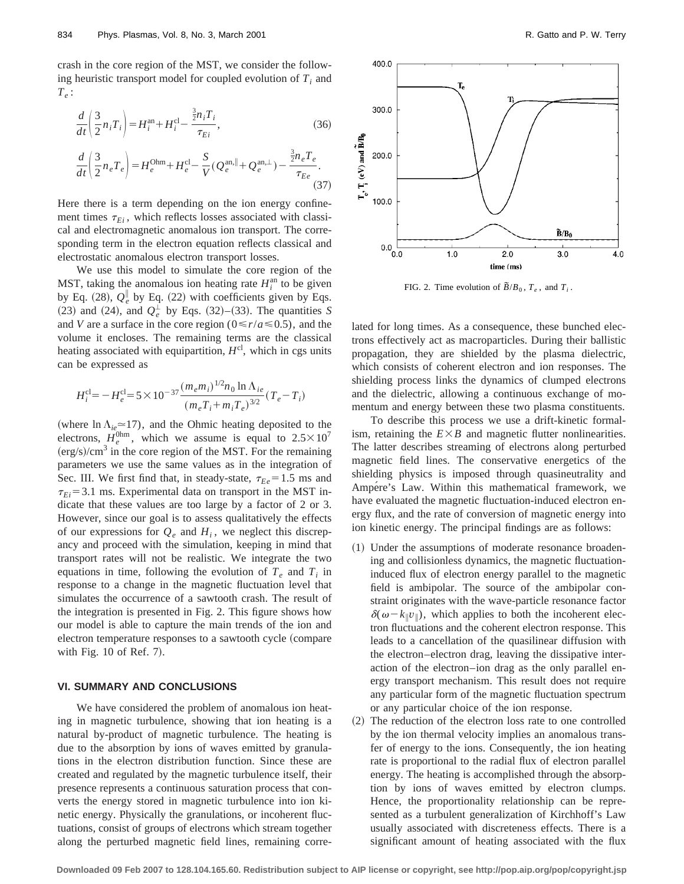crash in the core region of the MST, we consider the following heuristic transport model for coupled evolution of $T_i$ and $T_e$:

$$\frac{d}{dt}\left(\frac{3}{2}n_i T_i\right) = H_i^{\rm an} + H_i^{\rm cl} - \frac{\frac{3}{2}n_i T_i}{\tau_{Ei}}, \tag{36}$$

$$\frac{d}{dt}\left(\frac{3}{2}n_e T_e\right) = H_e^{\rm Ohm} + H_e^{\rm cl} - \frac{S}{V}(Q_e^{{\rm an},\parallel} + Q_e^{{\rm an},\perp}) - \frac{\frac{3}{2}n_e T_e}{\tau_{Ee}}. \tag{37}$$

Here there is a term depending on the ion energy confinement times $\tau_{Ei}$, which reflects losses associated with classical and electromagnetic anomalous ion transport. The corresponding term in the electron equation reflects classical and electrostatic anomalous electron transport losses.

We use this model to simulate the core region of the MST, taking the anomalous ion heating rate $H_i^{\rm an}$ to be given by Eq. (28), $Q_e^{\parallel}$ by Eq. (22) with coefficients given by Eqs. (23) and (24), and $Q_e^{\perp}$ by Eqs. (32)–(33). The quantities $S$ and $V$ are a surface in the core region $(0 \leqslant r/a \leqslant 0.5)$, and the volume it encloses. The remaining terms are the classical heating associated with equipartition, $H^{\rm cl}$, which in cgs units can be expressed as

$$H_i^{\rm cl} = -H_e^{\rm cl} = 5\times 10^{-37}\frac{(m_e m_i)^{1/2} n_0 \ln \Lambda_{ie}}{(m_e T_i + m_i T_e)^{3/2}}(T_e - T_i)$$

(where $\ln \Lambda_{ie} \simeq 17$), and the Ohmic heating deposited to the electrons, $H_e^{\rm 0hm}$, which we assume is equal to $2.5\times 10^7$ (erg/s)/cm$^3$ in the core region of the MST. For the remaining parameters we use the same values as in the integration of Sec. III. We first find that, in steady-state, $\tau_{Ee} = 1.5$ ms and $\tau_{Ei} = 3.1$ ms. Experimental data on transport in the MST indicate that these values are too large by a factor of 2 or 3. However, since our goal is to assess qualitatively the effects of our expressions for $Q_e$ and $H_i$, we neglect this discrepancy and proceed with the simulation, keeping in mind that transport rates will not be realistic. We integrate the two equations in time, following the evolution of $T_e$ and $T_i$ in response to a change in the magnetic fluctuation level that simulates the occurrence of a sawtooth crash. The result of the integration is presented in Fig. 2. This figure shows how our model is able to capture the main trends of the ion and electron temperature responses to a sawtooth cycle (compare with Fig. 10 of Ref. 7).

FIG. 2. Time evolution of $\tilde{B}/B_0$, $T_e$, and $T_i$.

## VI. SUMMARY AND CONCLUSIONS

We have considered the problem of anomalous ion heating in magnetic turbulence, showing that ion heating is a natural by-product of magnetic turbulence. The heating is due to the absorption by ions of waves emitted by granulations in the electron distribution function. Since these are created and regulated by the magnetic turbulence itself, their presence represents a continuous saturation process that converts the energy stored in magnetic turbulence into ion kinetic energy. Physically the granulations, or incoherent fluctuations, consist of groups of electrons which stream together along the perturbed magnetic field lines, remaining correlated for long times. As a consequence, these bunched electrons effectively act as macroparticles. During their ballistic propagation, they are shielded by the plasma dielectric, which consists of coherent electron and ion responses. The shielding process links the dynamics of clumped electrons and the dielectric, allowing a continuous exchange of momentum and energy between these two plasma constituents.

To describe this process we use a drift-kinetic formalism, retaining the $E\times B$ and magnetic flutter nonlinearities. The latter describes streaming of electrons along perturbed magnetic field lines. The conservative energetics of the shielding physics is imposed through quasineutrality and Ampère's Law. Within this mathematical framework, we have evaluated the magnetic fluctuation-induced electron energy flux, and the rate of conversion of magnetic energy into ion kinetic energy. The principal findings are as follows:

(1) Under the assumptions of moderate resonance broadening and collisionless dynamics, the magnetic fluctuation-induced flux of electron energy parallel to the magnetic field is ambipolar. The source of the ambipolar constraint originates with the wave-particle resonance factor $\delta(\omega - k_\parallel v_\parallel)$, which applies to both the incoherent electron fluctuations and the coherent electron response. This leads to a cancellation of the quasilinear diffusion with the electron–electron drag, leaving the dissipative interaction of the electron–ion drag as the only parallel energy transport mechanism. This result does not require any particular form of the magnetic fluctuation spectrum or any particular choice of the ion response.

(2) The reduction of the electron loss rate to one controlled by the ion thermal velocity implies an anomalous transfer of energy to the ions. Consequently, the ion heating rate is proportional to the radial flux of electron parallel energy. The heating is accomplished through the absorption by ions of waves emitted by electron clumps. Hence, the proportionality relationship can be represented as a turbulent generalization of Kirchhoff's Law usually associated with discreteness effects. There is a significant amount of heating associated with the flux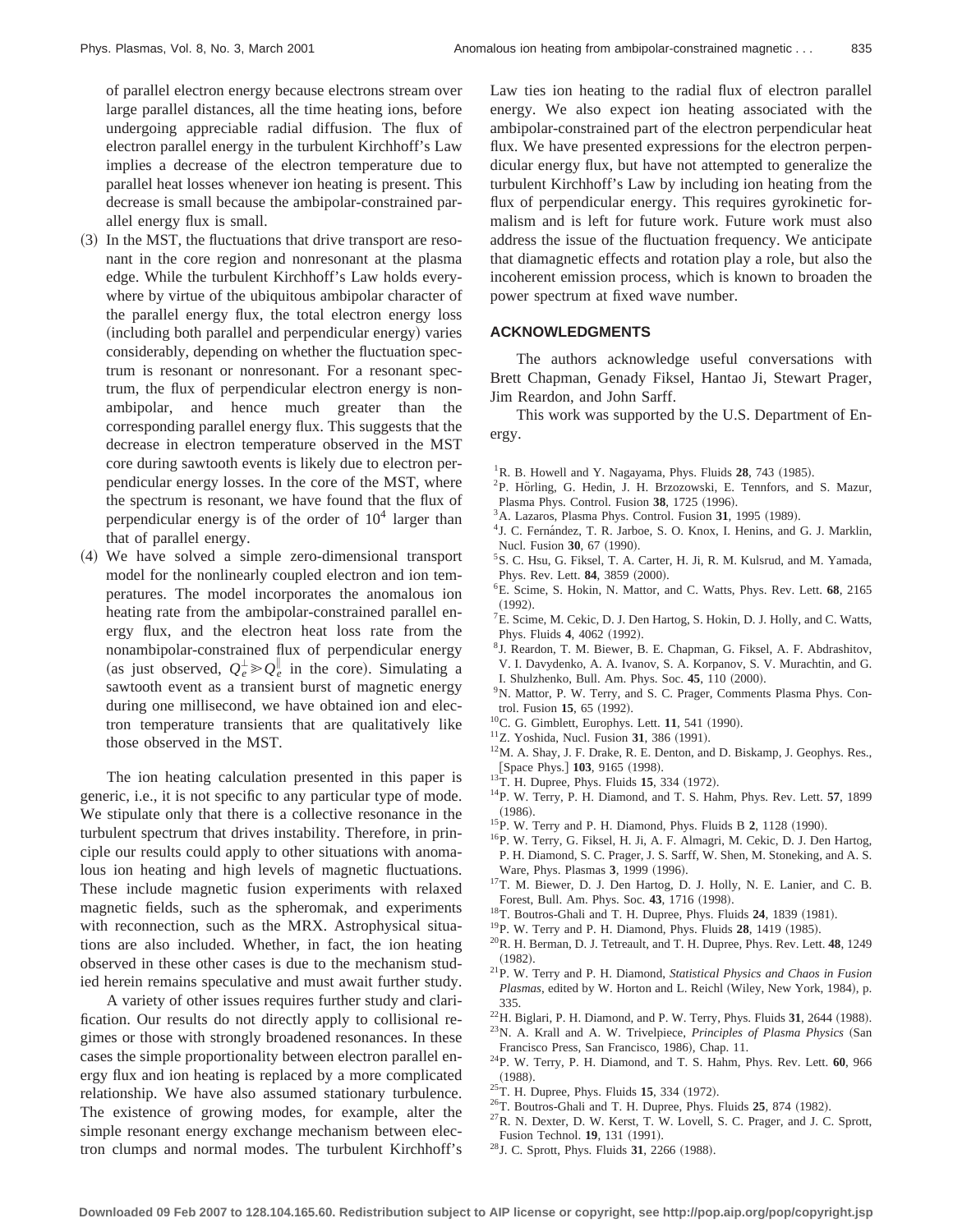of parallel electron energy because electrons stream over large parallel distances, all the time heating ions, before undergoing appreciable radial diffusion. The flux of electron parallel energy in the turbulent Kirchhoff's Law implies a decrease of the electron temperature due to parallel heat losses whenever ion heating is present. This decrease is small because the ambipolar-constrained parallel energy flux is small.

(3) In the MST, the fluctuations that drive transport are resonant in the core region and nonresonant at the plasma edge. While the turbulent Kirchhoff's Law holds everywhere by virtue of the ubiquitous ambipolar character of the parallel energy flux, the total electron energy loss (including both parallel and perpendicular energy) varies considerably, depending on whether the fluctuation spectrum is resonant or nonresonant. For a resonant spectrum, the flux of perpendicular electron energy is nonambipolar, and hence much greater than the corresponding parallel energy flux. This suggests that the decrease in electron temperature observed in the MST core during sawtooth events is likely due to electron perpendicular energy losses. In the core of the MST, where the spectrum is resonant, we have found that the flux of perpendicular energy is of the order of $10^4$ larger than that of parallel energy.

(4) We have solved a simple zero-dimensional transport model for the nonlinearly coupled electron and ion temperatures. The model incorporates the anomalous ion heating rate from the ambipolar-constrained parallel energy flux, and the electron heat loss rate from the nonambipolar-constrained flux of perpendicular energy (as just observed, $Q_e^{\perp} \gg Q_e^{\parallel}$ in the core). Simulating a sawtooth event as a transient burst of magnetic energy during one millisecond, we have obtained ion and electron temperature transients that are qualitatively like those observed in the MST.

The ion heating calculation presented in this paper is generic, i.e., it is not specific to any particular type of mode. We stipulate only that there is a collective resonance in the turbulent spectrum that drives instability. Therefore, in principle our results could apply to other situations with anomalous ion heating and high levels of magnetic fluctuations. These include magnetic fusion experiments with relaxed magnetic fields, such as the spheromak, and experiments with reconnection, such as the MRX. Astrophysical situations are also included. Whether, in fact, the ion heating observed in these other cases is due to the mechanism studied herein remains speculative and must await further study.

A variety of other issues requires further study and clarification. Our results do not directly apply to collisional regimes or those with strongly broadened resonances. In these cases the simple proportionality between electron parallel energy flux and ion heating is replaced by a more complicated relationship. We have also assumed stationary turbulence. The existence of growing modes, for example, alter the simple resonant energy exchange mechanism between electron clumps and normal modes. The turbulent Kirchhoff's Law ties ion heating to the radial flux of electron parallel energy. We also expect ion heating associated with the ambipolar-constrained part of the electron perpendicular heat flux. We have presented expressions for the electron perpendicular energy flux, but have not attempted to generalize the turbulent Kirchhoff's Law by including ion heating from the flux of perpendicular energy. This requires gyrokinetic formalism and is left for future work. Future work must also address the issue of the fluctuation frequency. We anticipate that diamagnetic effects and rotation play a role, but also the incoherent emission process, which is known to broaden the power spectrum at fixed wave number.

## ACKNOWLEDGMENTS

The authors acknowledge useful conversations with Brett Chapman, Genady Fiksel, Hantao Ji, Stewart Prager, Jim Reardon, and John Sarff.

This work was supported by the U.S. Department of Energy.

[1] R. B. Howell and Y. Nagayama, Phys. Fluids **28**, 743 (1985).
[2] P. Hörling, G. Hedin, J. H. Brzozowski, E. Tennfors, and S. Mazur, Plasma Phys. Control. Fusion **38**, 1725 (1996).
[3] A. Lazaros, Plasma Phys. Control. Fusion **31**, 1995 (1989).
[4] J. C. Fernández, T. R. Jarboe, S. O. Knox, I. Henins, and G. J. Marklin, Nucl. Fusion **30**, 67 (1990).
[5] S. C. Hsu, G. Fiksel, T. A. Carter, H. Ji, R. M. Kulsrud, and M. Yamada, Phys. Rev. Lett. **84**, 3859 (2000).
[6] E. Scime, S. Hokin, N. Mattor, and C. Watts, Phys. Rev. Lett. **68**, 2165 (1992).
[7] E. Scime, M. Cekic, D. J. Den Hartog, S. Hokin, D. J. Holly, and C. Watts, Phys. Fluids **4**, 4062 (1992).
[8] J. Reardon, T. M. Biewer, B. E. Chapman, G. Fiksel, A. F. Abdrashitov, V. I. Davydenko, A. A. Ivanov, S. A. Korpanov, S. V. Murachtin, and G. I. Shulzhenko, Bull. Am. Phys. Soc. **45**, 110 (2000).
[9] N. Mattor, P. W. Terry, and S. C. Prager, Comments Plasma Phys. Control. Fusion **15**, 65 (1992).
[10] C. G. Gimblett, Europhys. Lett. **11**, 541 (1990).
[11] Z. Yoshida, Nucl. Fusion **31**, 386 (1991).
[12] M. A. Shay, J. F. Drake, R. E. Denton, and D. Biskamp, J. Geophys. Res., [Space Phys.] **103**, 9165 (1998).
[13] T. H. Dupree, Phys. Fluids **15**, 334 (1972).
[14] P. W. Terry, P. H. Diamond, and T. S. Hahm, Phys. Rev. Lett. **57**, 1899 (1986).
[15] P. W. Terry and P. H. Diamond, Phys. Fluids B **2**, 1128 (1990).
[16] P. W. Terry, G. Fiksel, H. Ji, A. F. Almagri, M. Cekic, D. J. Den Hartog, P. H. Diamond, S. C. Prager, J. S. Sarff, W. Shen, M. Stoneking, and A. S. Ware, Phys. Plasmas **3**, 1999 (1996).
[17] T. M. Biewer, D. J. Den Hartog, D. J. Holly, N. E. Lanier, and C. B. Forest, Bull. Am. Phys. Soc. **43**, 1716 (1998).
[18] T. Boutros-Ghali and T. H. Dupree, Phys. Fluids **24**, 1839 (1981).
[19] P. W. Terry and P. H. Diamond, Phys. Fluids **28**, 1419 (1985).
[20] R. H. Berman, D. J. Tetreault, and T. H. Dupree, Phys. Rev. Lett. **48**, 1249 (1982).
[21] P. W. Terry and P. H. Diamond, *Statistical Physics and Chaos in Fusion Plasmas*, edited by W. Horton and L. Reichl (Wiley, New York, 1984), p. 335.
[22] H. Biglari, P. H. Diamond, and P. W. Terry, Phys. Fluids **31**, 2644 (1988).
[23] N. A. Krall and A. W. Trivelpiece, *Principles of Plasma Physics* (San Francisco Press, San Francisco, 1986), Chap. 11.
[24] P. W. Terry, P. H. Diamond, and T. S. Hahm, Phys. Rev. Lett. **60**, 966 (1988).
[25] T. H. Dupree, Phys. Fluids **15**, 334 (1972).
[26] T. Boutros-Ghali and T. H. Dupree, Phys. Fluids **25**, 874 (1982).
[27] R. N. Dexter, D. W. Kerst, T. W. Lovell, S. C. Prager, and J. C. Sprott, Fusion Technol. **19**, 131 (1991).
[28] J. C. Sprott, Phys. Fluids **31**, 2266 (1988).